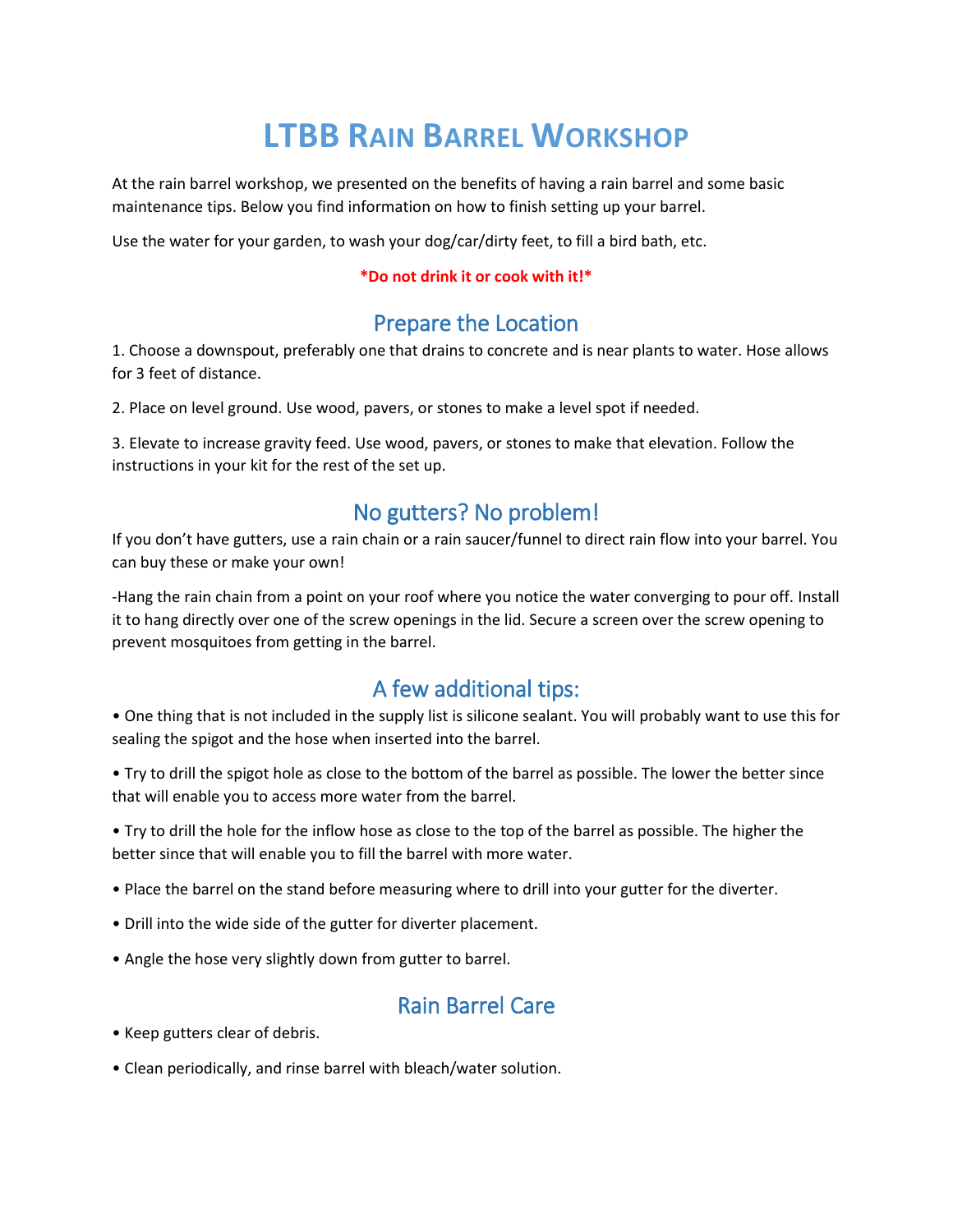# LTBB Rain Barrel Workshop

At the rain barrel workshop, we presented on the benefits of having a rain barrel and some basic maintenance tips. Below you find information on how to finish setting up your barrel.

Use the water for your garden, to wash your dog/car/dirty feet, to fill a bird bath, etc.

**\*Do not drink it or cook with it!\***

## Prepare the Location

1. Choose a downspout, preferably one that drains to concrete and is near plants to water. Hose allows for 3 feet of distance.

2. Place on level ground. Use wood, pavers, or stones to make a level spot if needed.

3. Elevate to increase gravity feed. Use wood, pavers, or stones to make that elevation. Follow the instructions in your kit for the rest of the set up.

## No gutters? No problem!

If you don't have gutters, use a rain chain or a rain saucer/funnel to direct rain flow into your barrel. You can buy these or make your own!

-Hang the rain chain from a point on your roof where you notice the water converging to pour off. Install it to hang directly over one of the screw openings in the lid. Secure a screen over the screw opening to prevent mosquitoes from getting in the barrel.

## A few additional tips:

- One thing that is not included in the supply list is silicone sealant. You will probably want to use this for sealing the spigot and the hose when inserted into the barrel.
- Try to drill the spigot hole as close to the bottom of the barrel as possible. The lower the better since that will enable you to access more water from the barrel.
- Try to drill the hole for the inflow hose as close to the top of the barrel as possible. The higher the better since that will enable you to fill the barrel with more water.
- Place the barrel on the stand before measuring where to drill into your gutter for the diverter.
- Drill into the wide side of the gutter for diverter placement.
- Angle the hose very slightly down from gutter to barrel.

## Rain Barrel Care

- Keep gutters clear of debris.
- Clean periodically, and rinse barrel with bleach/water solution.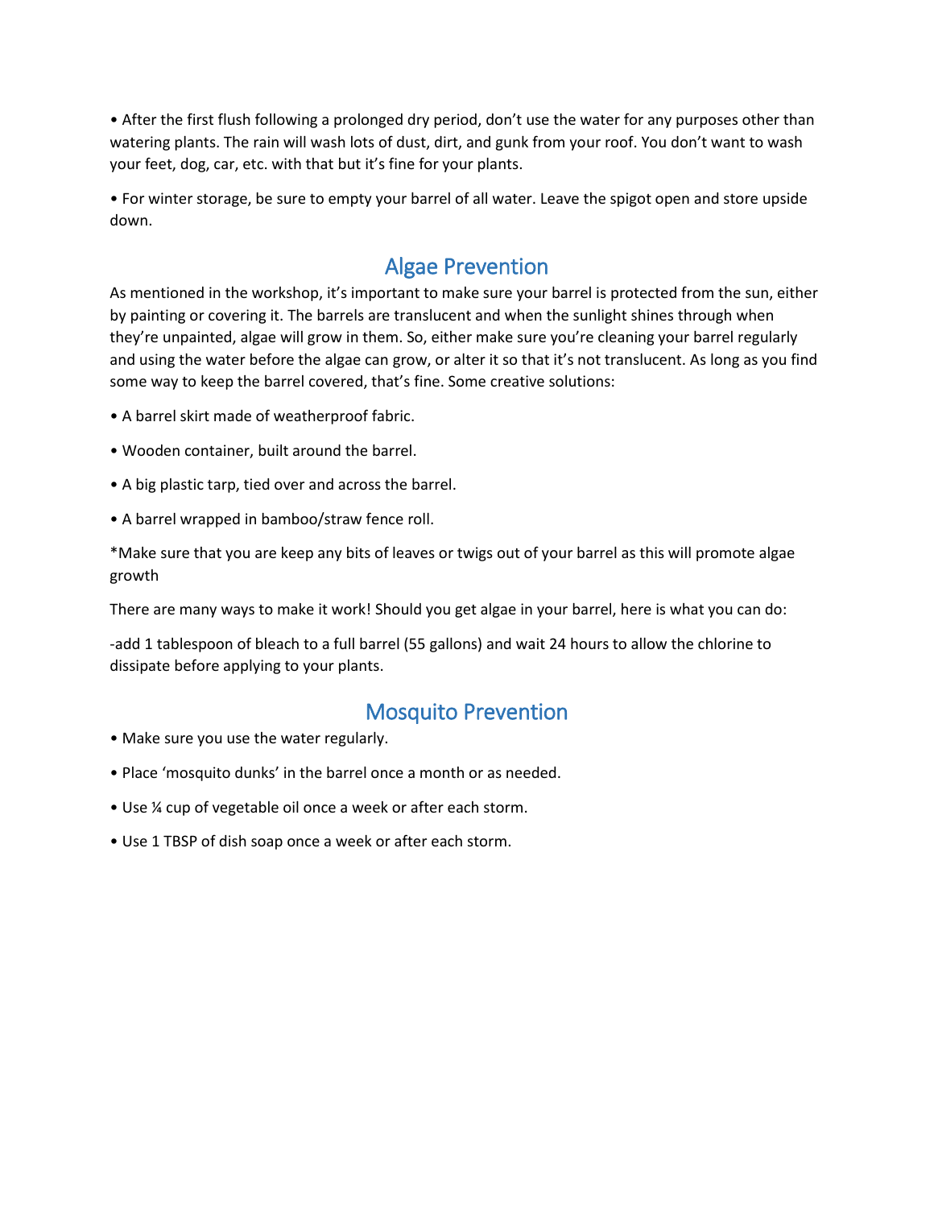• After the first flush following a prolonged dry period, don't use the water for any purposes other than watering plants. The rain will wash lots of dust, dirt, and gunk from your roof. You don't want to wash your feet, dog, car, etc. with that but it's fine for your plants.

• For winter storage, be sure to empty your barrel of all water. Leave the spigot open and store upside down.

## Algae Prevention

As mentioned in the workshop, it's important to make sure your barrel is protected from the sun, either by painting or covering it. The barrels are translucent and when the sunlight shines through when they're unpainted, algae will grow in them. So, either make sure you're cleaning your barrel regularly and using the water before the algae can grow, or alter it so that it's not translucent. As long as you find some way to keep the barrel covered, that's fine. Some creative solutions:

• A barrel skirt made of weatherproof fabric.

• Wooden container, built around the barrel.

• A big plastic tarp, tied over and across the barrel.

• A barrel wrapped in bamboo/straw fence roll.

*Make sure that you are keep any bits of leaves or twigs out of your barrel as this will promote algae growth

There are many ways to make it work! Should you get algae in your barrel, here is what you can do:

-add 1 tablespoon of bleach to a full barrel (55 gallons) and wait 24 hours to allow the chlorine to dissipate before applying to your plants.

## Mosquito Prevention

• Make sure you use the water regularly.

• Place 'mosquito dunks' in the barrel once a month or as needed.

• Use ¼ cup of vegetable oil once a week or after each storm.

• Use 1 TBSP of dish soap once a week or after each storm.